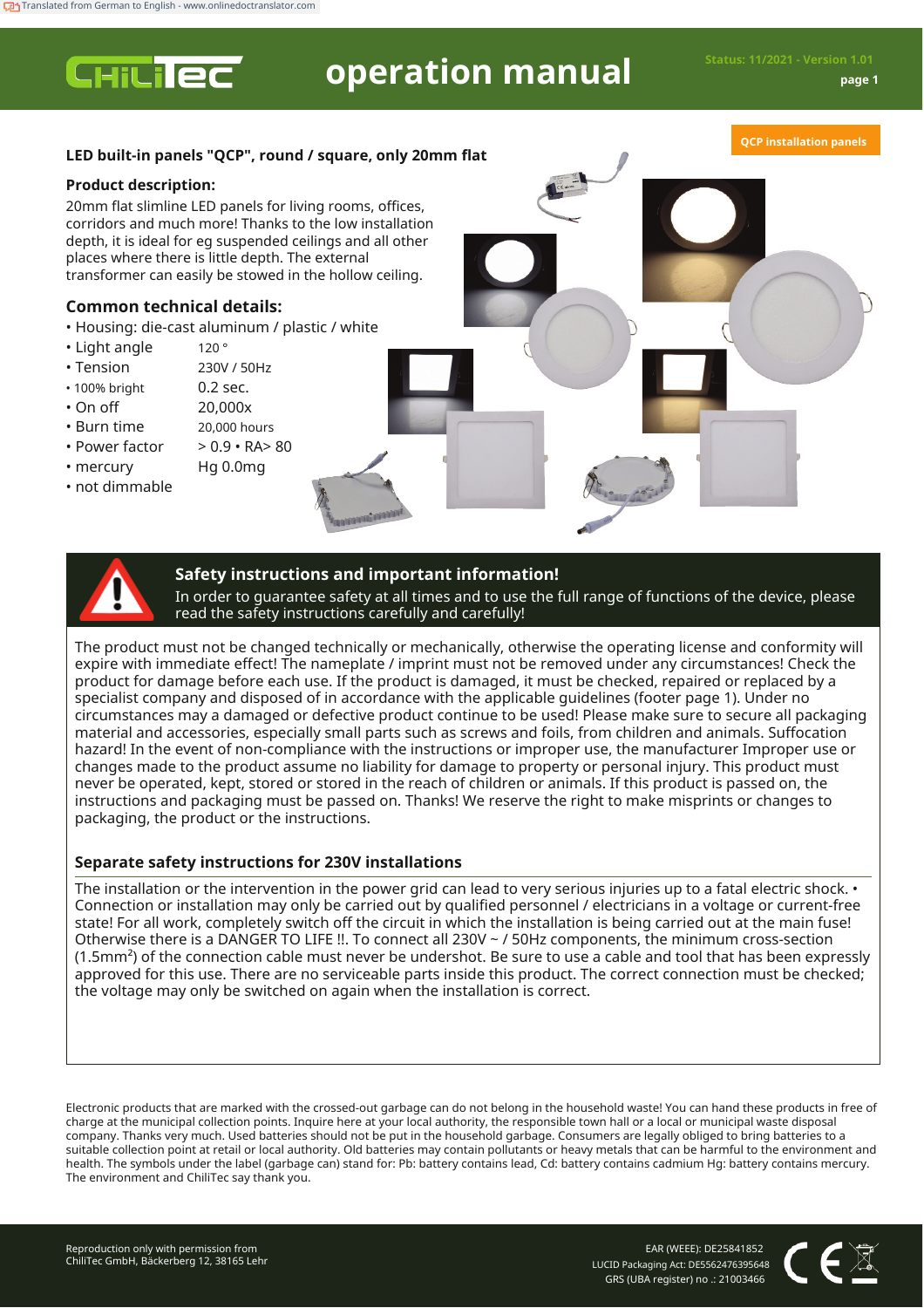# operation manual

Status: 11/2021 - Version 1.01

QCP installation panels

**LED built-in panels "QCP", round / square, only 20mm flat**

## Product description:

20mm flat slimline LED panels for living rooms, offices, corridors and much more! Thanks to the low installation depth, it is ideal for eg suspended ceilings and all other places where there is little depth. The external transformer can easily be stowed in the hollow ceiling.

## Common technical details:

- Housing: die-cast aluminum / plastic / white
- Light angle 120 °
- Tension 230V / 50Hz
- 100% bright 0.2 sec.
- On off 20,000x
- Burn time 20,000 hours
- Power factor > 0.9 • RA> 80
- mercury Hg 0.0mg
- not dimmable

## Safety instructions and important information!

In order to guarantee safety at all times and to use the full range of functions of the device, please read the safety instructions carefully and carefully!

The product must not be changed technically or mechanically, otherwise the operating license and conformity will expire with immediate effect! The nameplate / imprint must not be removed under any circumstances! Check the product for damage before each use. If the product is damaged, it must be checked, repaired or replaced by a specialist company and disposed of in accordance with the applicable guidelines (footer page 1). Under no circumstances may a damaged or defective product continue to be used! Please make sure to secure all packaging material and accessories, especially small parts such as screws and foils, from children and animals. Suffocation hazard! In the event of non-compliance with the instructions or improper use, the manufacturer Improper use or changes made to the product assume no liability for damage to property or personal injury. This product must never be operated, kept, stored or stored in the reach of children or animals. If this product is passed on, the instructions and packaging must be passed on. Thanks! We reserve the right to make misprints or changes to packaging, the product or the instructions.

## Separate safety instructions for 230V installations

The installation or the intervention in the power grid can lead to very serious injuries up to a fatal electric shock. • Connection or installation may only be carried out by qualified personnel / electricians in a voltage or current-free state! For all work, completely switch off the circuit in which the installation is being carried out at the main fuse! Otherwise there is a DANGER TO LIFE !!. To connect all 230V ~ / 50Hz components, the minimum cross-section (1.5mm²) of the connection cable must never be undershot. Be sure to use a cable and tool that has been expressly approved for this use. There are no serviceable parts inside this product. The correct connection must be checked; the voltage may only be switched on again when the installation is correct.

Electronic products that are marked with the crossed-out garbage can do not belong in the household waste! You can hand these products in free of charge at the municipal collection points. Inquire here at your local authority, the responsible town hall or a local or municipal waste disposal company. Thanks very much. Used batteries should not be put in the household garbage. Consumers are legally obliged to bring batteries to a suitable collection point at retail or local authority. Old batteries may contain pollutants or heavy metals that can be harmful to the environment and health. The symbols under the label (garbage can) stand for: Pb: battery contains lead, Cd: battery contains cadmium Hg: battery contains mercury. The environment and ChiliTec say thank you.

Reproduction only with permission from ChiliTec GmbH, Bäckerberg 12, 38165 Lehr

EAR (WEEE): DE25841852
LUCID Packaging Act: DE5562476395648
GRS (UBA register) no .: 21003466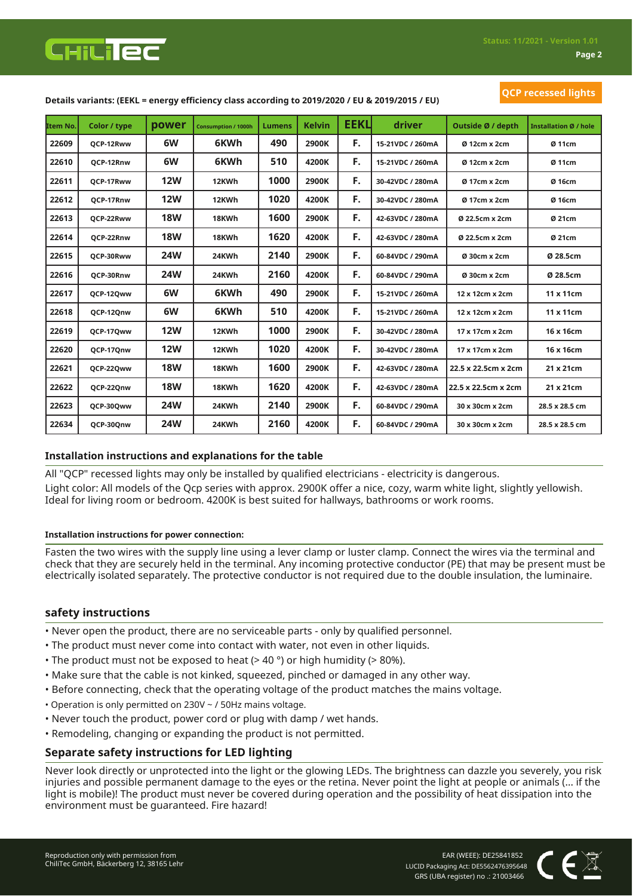**QCP recessed lights**

**Details variants: (EEKL = energy efficiency class according to 2019/2020 / EU & 2019/2015 / EU)**

| Item No. | Color / type | power | Consumption / 1000h | Lumens | Kelvin | EEKL | driver | Outside Ø / depth | Installation Ø / hole |
|---|---|---|---|---|---|---|---|---|---|
| 22609 | QCP-12Rww | 6W | 6KWh | 490 | 2900K | F. | 15-21VDC / 260mA | Ø 12cm x 2cm | Ø 11cm |
| 22610 | QCP-12Rnw | 6W | 6KWh | 510 | 4200K | F. | 15-21VDC / 260mA | Ø 12cm x 2cm | Ø 11cm |
| 22611 | QCP-17Rww | 12W | 12KWh | 1000 | 2900K | F. | 30-42VDC / 280mA | Ø 17cm x 2cm | Ø 16cm |
| 22612 | QCP-17Rnw | 12W | 12KWh | 1020 | 4200K | F. | 30-42VDC / 280mA | Ø 17cm x 2cm | Ø 16cm |
| 22613 | QCP-22Rww | 18W | 18KWh | 1600 | 2900K | F. | 42-63VDC / 280mA | Ø 22.5cm x 2cm | Ø 21cm |
| 22614 | QCP-22Rnw | 18W | 18KWh | 1620 | 4200K | F. | 42-63VDC / 280mA | Ø 22.5cm x 2cm | Ø 21cm |
| 22615 | QCP-30Rww | 24W | 24KWh | 2140 | 2900K | F. | 60-84VDC / 290mA | Ø 30cm x 2cm | Ø 28.5cm |
| 22616 | QCP-30Rnw | 24W | 24KWh | 2160 | 4200K | F. | 60-84VDC / 290mA | Ø 30cm x 2cm | Ø 28.5cm |
| 22617 | QCP-12Qww | 6W | 6KWh | 490 | 2900K | F. | 15-21VDC / 260mA | 12 x 12cm x 2cm | 11 x 11cm |
| 22618 | QCP-12Qnw | 6W | 6KWh | 510 | 4200K | F. | 15-21VDC / 260mA | 12 x 12cm x 2cm | 11 x 11cm |
| 22619 | QCP-17Qww | 12W | 12KWh | 1000 | 2900K | F. | 30-42VDC / 280mA | 17 x 17cm x 2cm | 16 x 16cm |
| 22620 | QCP-17Qnw | 12W | 12KWh | 1020 | 4200K | F. | 30-42VDC / 280mA | 17 x 17cm x 2cm | 16 x 16cm |
| 22621 | QCP-22Qww | 18W | 18KWh | 1600 | 2900K | F. | 42-63VDC / 280mA | 22.5 x 22.5cm x 2cm | 21 x 21cm |
| 22622 | QCP-22Qnw | 18W | 18KWh | 1620 | 4200K | F. | 42-63VDC / 280mA | 22.5 x 22.5cm x 2cm | 21 x 21cm |
| 22623 | QCP-30Qww | 24W | 24KWh | 2140 | 2900K | F. | 60-84VDC / 290mA | 30 x 30cm x 2cm | 28.5 x 28.5 cm |
| 22634 | QCP-30Qnw | 24W | 24KWh | 2160 | 4200K | F. | 60-84VDC / 290mA | 30 x 30cm x 2cm | 28.5 x 28.5 cm |

### Installation instructions and explanations for the table

All "QCP" recessed lights may only be installed by qualified electricians - electricity is dangerous.

Light color: All models of the Qcp series with approx. 2900K offer a nice, cozy, warm white light, slightly yellowish. Ideal for living room or bedroom. 4200K is best suited for hallways, bathrooms or work rooms.

#### Installation instructions for power connection:

Fasten the two wires with the supply line using a lever clamp or luster clamp. Connect the wires via the terminal and check that they are securely held in the terminal. Any incoming protective conductor (PE) that may be present must be electrically isolated separately. The protective conductor is not required due to the double insulation, the luminaire.

### safety instructions

- Never open the product, there are no serviceable parts - only by qualified personnel.
- The product must never come into contact with water, not even in other liquids.
- The product must not be exposed to heat (> 40 °) or high humidity (> 80%).
- Make sure that the cable is not kinked, squeezed, pinched or damaged in any other way.
- Before connecting, check that the operating voltage of the product matches the mains voltage.
- Operation is only permitted on 230V ~ / 50Hz mains voltage.
- Never touch the product, power cord or plug with damp / wet hands.
- Remodeling, changing or expanding the product is not permitted.

### Separate safety instructions for LED lighting

Never look directly or unprotected into the light or the glowing LEDs. The brightness can dazzle you severely, you risk injuries and possible permanent damage to the eyes or the retina. Never point the light at people or animals (... if the light is mobile)! The product must never be covered during operation and the possibility of heat dissipation into the environment must be guaranteed. Fire hazard!

Reproduction only with permission from ChiliTec GmbH, Bäckerberg 12, 38165 Lehr

EAR (WEEE): DE25841852
LUCID Packaging Act: DE5562476395648
GRS (UBA register) no .: 21003466